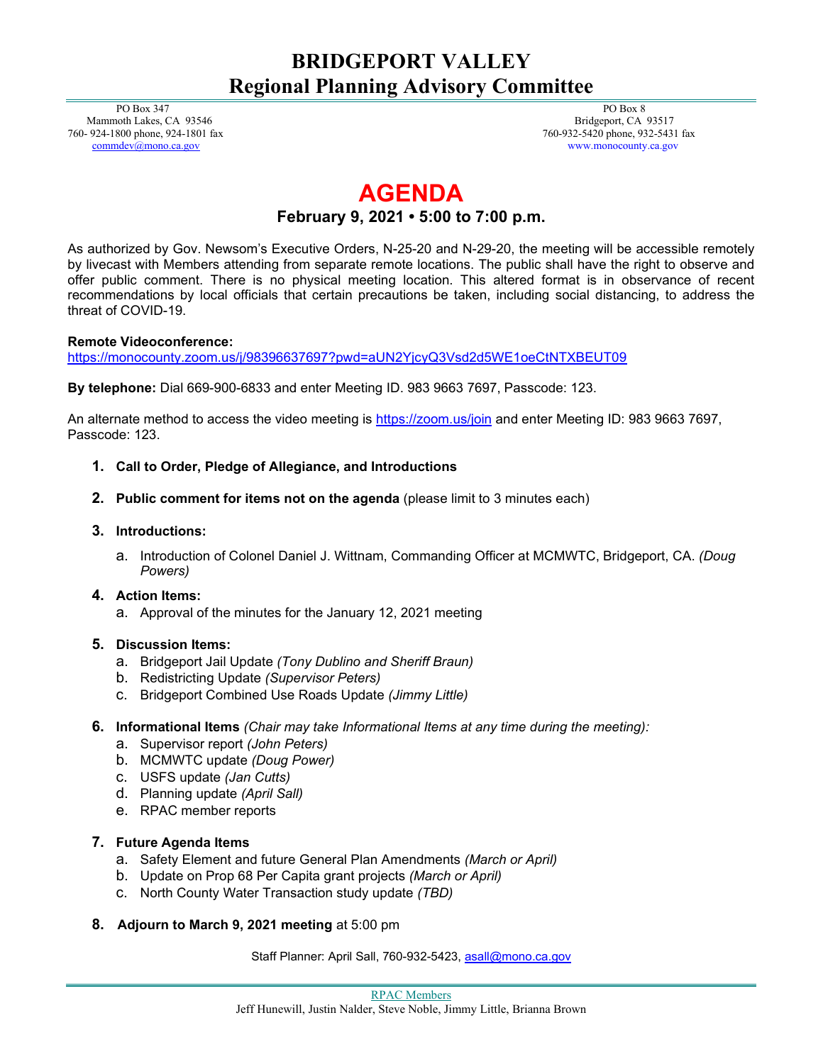# BRIDGEPORT VALLEY
## Regional Planning Advisory Committee

PO Box 347
Mammoth Lakes, CA 93546
760- 924-1800 phone, 924-1801 fax
commdev@mono.ca.gov

PO Box 8
Bridgeport, CA 93517
760-932-5420 phone, 932-5431 fax
www.monocounty.ca.gov

# AGENDA

### February 9, 2021 • 5:00 to 7:00 p.m.

As authorized by Gov. Newsom's Executive Orders, N-25-20 and N-29-20, the meeting will be accessible remotely by livecast with Members attending from separate remote locations. The public shall have the right to observe and offer public comment. There is no physical meeting location. This altered format is in observance of recent recommendations by local officials that certain precautions be taken, including social distancing, to address the threat of COVID-19.

**Remote Videoconference:**
https://monocounty.zoom.us/j/98396637697?pwd=aUN2YjcyQ3Vsd2d5WE1oeCtNTXBEUT09

**By telephone:** Dial 669-900-6833 and enter Meeting ID. 983 9663 7697, Passcode: 123.

An alternate method to access the video meeting is https://zoom.us/join and enter Meeting ID: 983 9663 7697, Passcode: 123.

1. **Call to Order, Pledge of Allegiance, and Introductions**

2. **Public comment for items not on the agenda** (please limit to 3 minutes each)

3. **Introductions:**
   a. Introduction of Colonel Daniel J. Wittnam, Commanding Officer at MCMWTC, Bridgeport, CA. *(Doug Powers)*

4. **Action Items:**
   a. Approval of the minutes for the January 12, 2021 meeting

5. **Discussion Items:**
   a. Bridgeport Jail Update *(Tony Dublino and Sheriff Braun)*
   b. Redistricting Update *(Supervisor Peters)*
   c. Bridgeport Combined Use Roads Update *(Jimmy Little)*

6. **Informational Items** *(Chair may take Informational Items at any time during the meeting):*
   a. Supervisor report *(John Peters)*
   b. MCMWTC update *(Doug Power)*
   c. USFS update *(Jan Cutts)*
   d. Planning update *(April Sall)*
   e. RPAC member reports

7. **Future Agenda Items**
   a. Safety Element and future General Plan Amendments *(March or April)*
   b. Update on Prop 68 Per Capita grant projects *(March or April)*
   c. North County Water Transaction study update *(TBD)*

8. **Adjourn to March 9, 2021 meeting** at 5:00 pm

Staff Planner: April Sall, 760-932-5423, asall@mono.ca.gov

RPAC Members
Jeff Hunewill, Justin Nalder, Steve Noble, Jimmy Little, Brianna Brown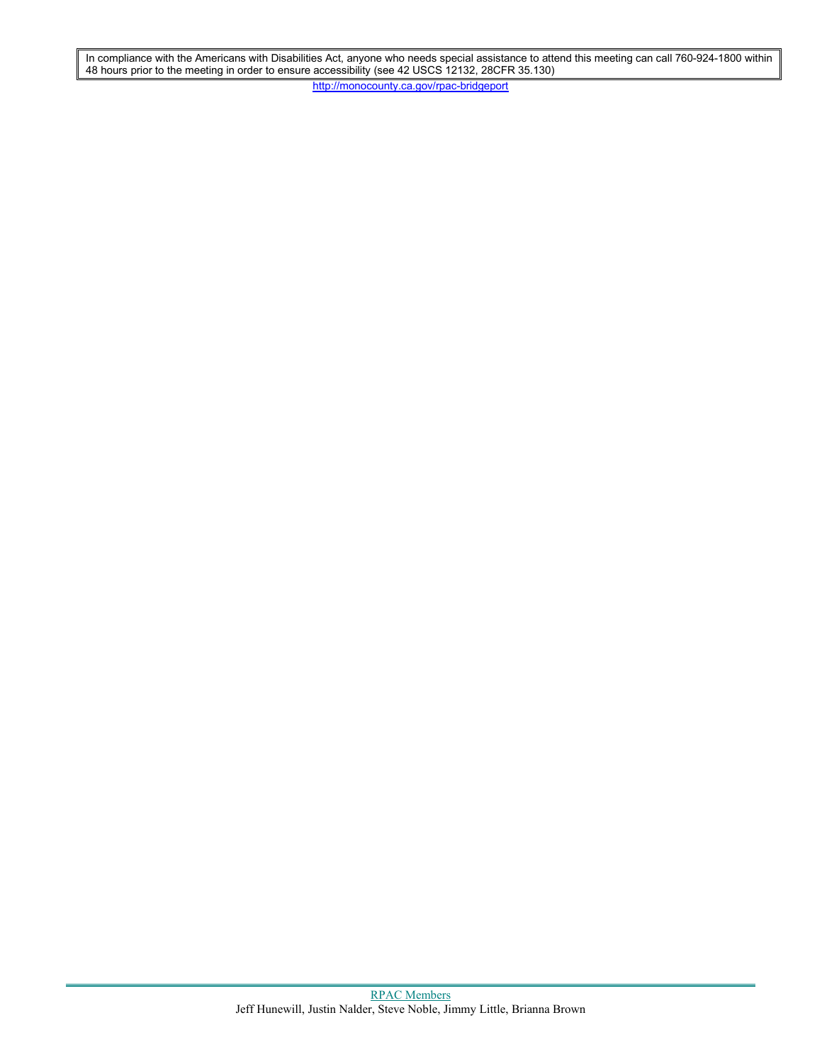In compliance with the Americans with Disabilities Act, anyone who needs special assistance to attend this meeting can call 760-924-1800 within 48 hours prior to the meeting in order to ensure accessibility (see 42 USCS 12132, 28CFR 35.130)

http://monocounty.ca.gov/rpac-bridgeport

RPAC Members

Jeff Hunewill, Justin Nalder, Steve Noble, Jimmy Little, Brianna Brown